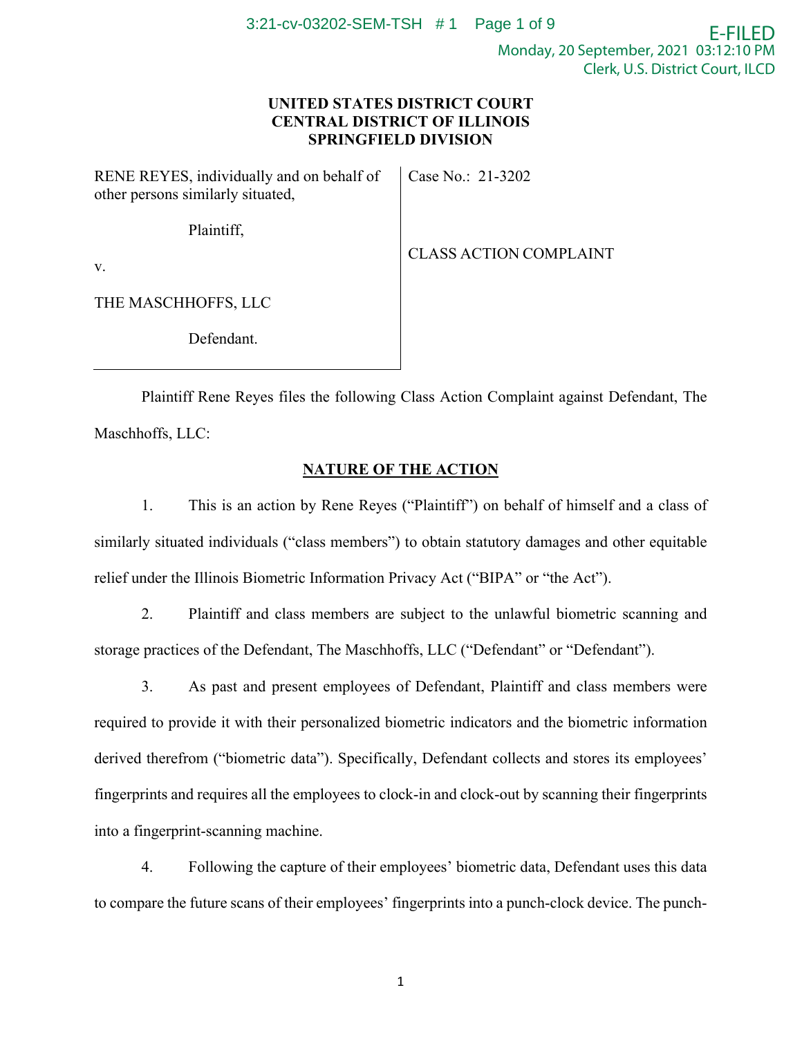**UNITED STATES DISTRICT COURT**
**CENTRAL DISTRICT OF ILLINOIS**
**SPRINGFIELD DIVISION**

| | |
|---|---|
| RENE REYES, individually and on behalf of other persons similarly situated,<br><br>Plaintiff,<br><br>v.<br><br>THE MASCHHOFFS, LLC<br><br>Defendant. | Case No.: 21-3202<br><br>CLASS ACTION COMPLAINT |

Plaintiff Rene Reyes files the following Class Action Complaint against Defendant, The Maschhoffs, LLC:

## NATURE OF THE ACTION

1. This is an action by Rene Reyes ("Plaintiff") on behalf of himself and a class of similarly situated individuals ("class members") to obtain statutory damages and other equitable relief under the Illinois Biometric Information Privacy Act ("BIPA" or "the Act").

2. Plaintiff and class members are subject to the unlawful biometric scanning and storage practices of the Defendant, The Maschhoffs, LLC ("Defendant" or "Defendant").

3. As past and present employees of Defendant, Plaintiff and class members were required to provide it with their personalized biometric indicators and the biometric information derived therefrom ("biometric data"). Specifically, Defendant collects and stores its employees' fingerprints and requires all the employees to clock-in and clock-out by scanning their fingerprints into a fingerprint-scanning machine.

4. Following the capture of their employees' biometric data, Defendant uses this data to compare the future scans of their employees' fingerprints into a punch-clock device. The punch-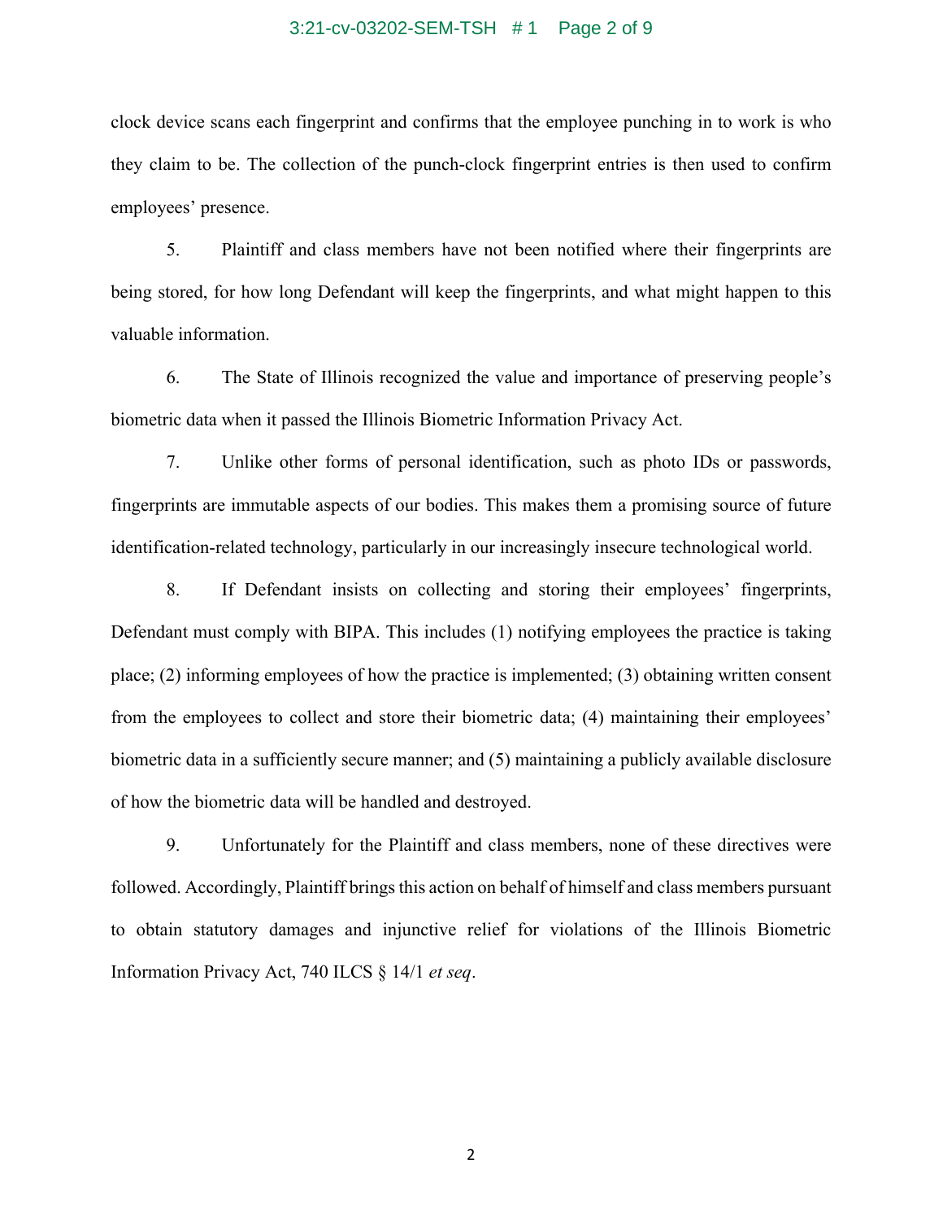clock device scans each fingerprint and confirms that the employee punching in to work is who they claim to be. The collection of the punch-clock fingerprint entries is then used to confirm employees' presence.

5. Plaintiff and class members have not been notified where their fingerprints are being stored, for how long Defendant will keep the fingerprints, and what might happen to this valuable information.

6. The State of Illinois recognized the value and importance of preserving people's biometric data when it passed the Illinois Biometric Information Privacy Act.

7. Unlike other forms of personal identification, such as photo IDs or passwords, fingerprints are immutable aspects of our bodies. This makes them a promising source of future identification-related technology, particularly in our increasingly insecure technological world.

8. If Defendant insists on collecting and storing their employees' fingerprints, Defendant must comply with BIPA. This includes (1) notifying employees the practice is taking place; (2) informing employees of how the practice is implemented; (3) obtaining written consent from the employees to collect and store their biometric data; (4) maintaining their employees' biometric data in a sufficiently secure manner; and (5) maintaining a publicly available disclosure of how the biometric data will be handled and destroyed.

9. Unfortunately for the Plaintiff and class members, none of these directives were followed. Accordingly, Plaintiff brings this action on behalf of himself and class members pursuant to obtain statutory damages and injunctive relief for violations of the Illinois Biometric Information Privacy Act, 740 ILCS § 14/1 *et seq*.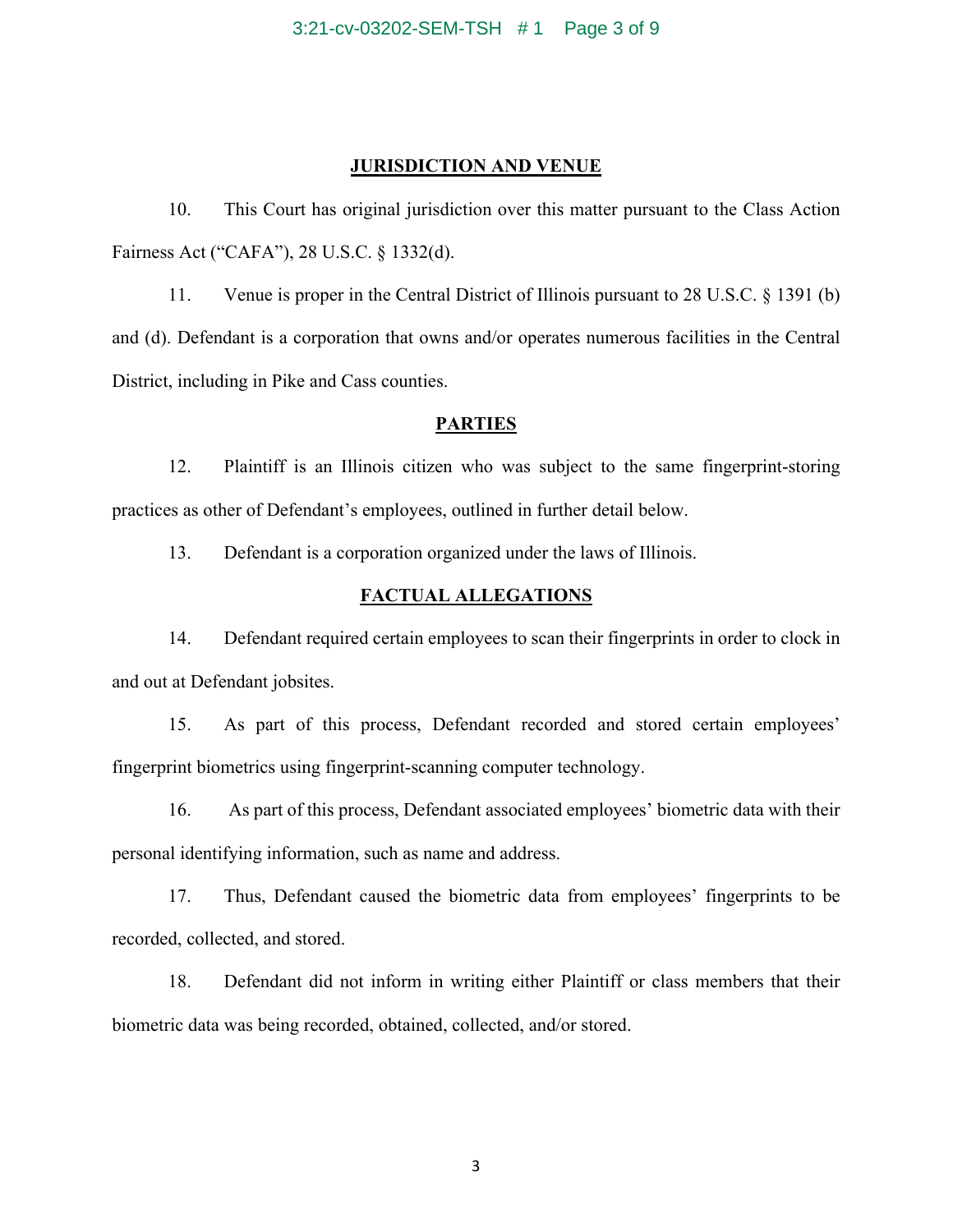## JURISDICTION AND VENUE

10. This Court has original jurisdiction over this matter pursuant to the Class Action Fairness Act ("CAFA"), 28 U.S.C. § 1332(d).

11. Venue is proper in the Central District of Illinois pursuant to 28 U.S.C. § 1391 (b) and (d). Defendant is a corporation that owns and/or operates numerous facilities in the Central District, including in Pike and Cass counties.

## PARTIES

12. Plaintiff is an Illinois citizen who was subject to the same fingerprint-storing practices as other of Defendant's employees, outlined in further detail below.

13. Defendant is a corporation organized under the laws of Illinois.

## FACTUAL ALLEGATIONS

14. Defendant required certain employees to scan their fingerprints in order to clock in and out at Defendant jobsites.

15. As part of this process, Defendant recorded and stored certain employees' fingerprint biometrics using fingerprint-scanning computer technology.

16. As part of this process, Defendant associated employees' biometric data with their personal identifying information, such as name and address.

17. Thus, Defendant caused the biometric data from employees' fingerprints to be recorded, collected, and stored.

18. Defendant did not inform in writing either Plaintiff or class members that their biometric data was being recorded, obtained, collected, and/or stored.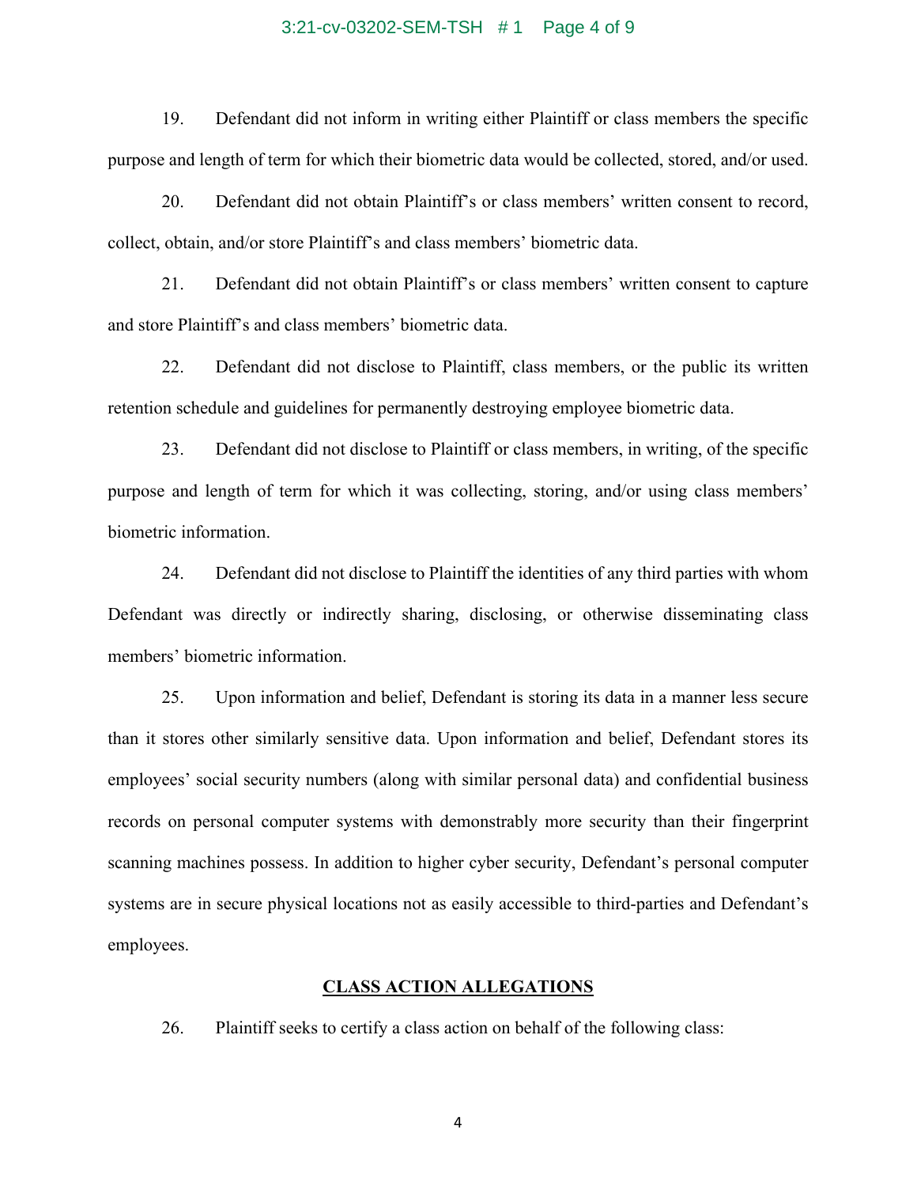19. Defendant did not inform in writing either Plaintiff or class members the specific purpose and length of term for which their biometric data would be collected, stored, and/or used.

20. Defendant did not obtain Plaintiff's or class members' written consent to record, collect, obtain, and/or store Plaintiff's and class members' biometric data.

21. Defendant did not obtain Plaintiff's or class members' written consent to capture and store Plaintiff's and class members' biometric data.

22. Defendant did not disclose to Plaintiff, class members, or the public its written retention schedule and guidelines for permanently destroying employee biometric data.

23. Defendant did not disclose to Plaintiff or class members, in writing, of the specific purpose and length of term for which it was collecting, storing, and/or using class members' biometric information.

24. Defendant did not disclose to Plaintiff the identities of any third parties with whom Defendant was directly or indirectly sharing, disclosing, or otherwise disseminating class members' biometric information.

25. Upon information and belief, Defendant is storing its data in a manner less secure than it stores other similarly sensitive data. Upon information and belief, Defendant stores its employees' social security numbers (along with similar personal data) and confidential business records on personal computer systems with demonstrably more security than their fingerprint scanning machines possess. In addition to higher cyber security, Defendant's personal computer systems are in secure physical locations not as easily accessible to third-parties and Defendant's employees.

## CLASS ACTION ALLEGATIONS

26. Plaintiff seeks to certify a class action on behalf of the following class: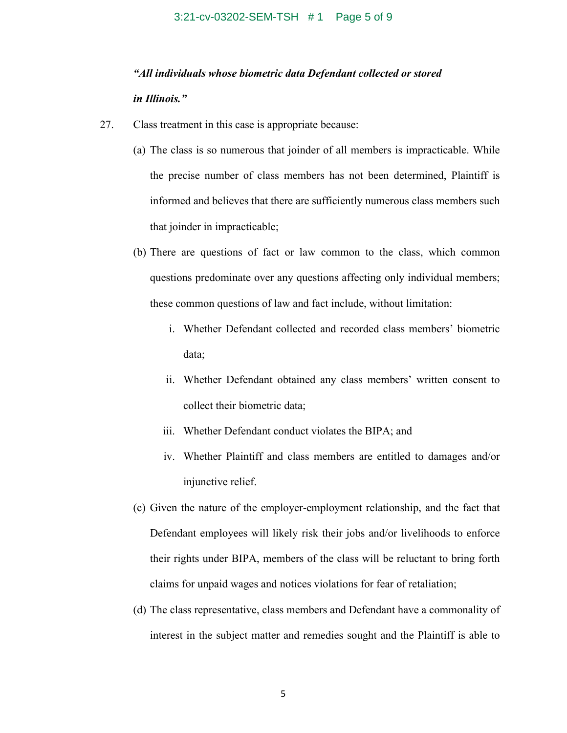***"All individuals whose biometric data Defendant collected or stored in Illinois."***

27. Class treatment in this case is appropriate because:

(a) The class is so numerous that joinder of all members is impracticable. While the precise number of class members has not been determined, Plaintiff is informed and believes that there are sufficiently numerous class members such that joinder in impracticable;

(b) There are questions of fact or law common to the class, which common questions predominate over any questions affecting only individual members; these common questions of law and fact include, without limitation:

  i. Whether Defendant collected and recorded class members' biometric data;

  ii. Whether Defendant obtained any class members' written consent to collect their biometric data;

  iii. Whether Defendant conduct violates the BIPA; and

  iv. Whether Plaintiff and class members are entitled to damages and/or injunctive relief.

(c) Given the nature of the employer-employment relationship, and the fact that Defendant employees will likely risk their jobs and/or livelihoods to enforce their rights under BIPA, members of the class will be reluctant to bring forth claims for unpaid wages and notices violations for fear of retaliation;

(d) The class representative, class members and Defendant have a commonality of interest in the subject matter and remedies sought and the Plaintiff is able to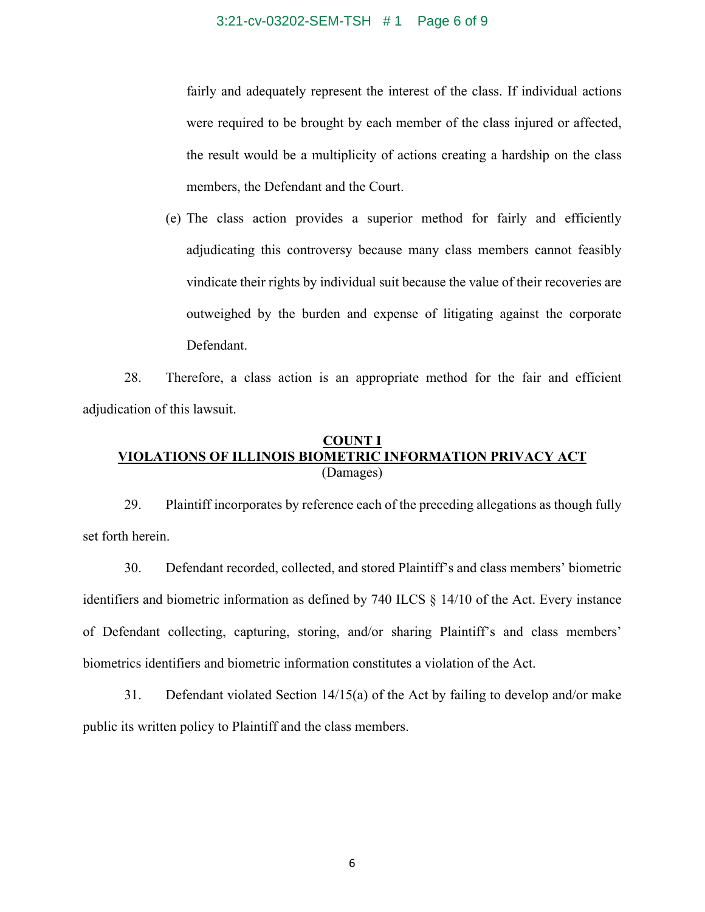fairly and adequately represent the interest of the class. If individual actions were required to be brought by each member of the class injured or affected, the result would be a multiplicity of actions creating a hardship on the class members, the Defendant and the Court.

(e) The class action provides a superior method for fairly and efficiently adjudicating this controversy because many class members cannot feasibly vindicate their rights by individual suit because the value of their recoveries are outweighed by the burden and expense of litigating against the corporate Defendant.

28. Therefore, a class action is an appropriate method for the fair and efficient adjudication of this lawsuit.

## COUNT I
## VIOLATIONS OF ILLINOIS BIOMETRIC INFORMATION PRIVACY ACT
(Damages)

29. Plaintiff incorporates by reference each of the preceding allegations as though fully set forth herein.

30. Defendant recorded, collected, and stored Plaintiff's and class members' biometric identifiers and biometric information as defined by 740 ILCS § 14/10 of the Act. Every instance of Defendant collecting, capturing, storing, and/or sharing Plaintiff's and class members' biometrics identifiers and biometric information constitutes a violation of the Act.

31. Defendant violated Section 14/15(a) of the Act by failing to develop and/or make public its written policy to Plaintiff and the class members.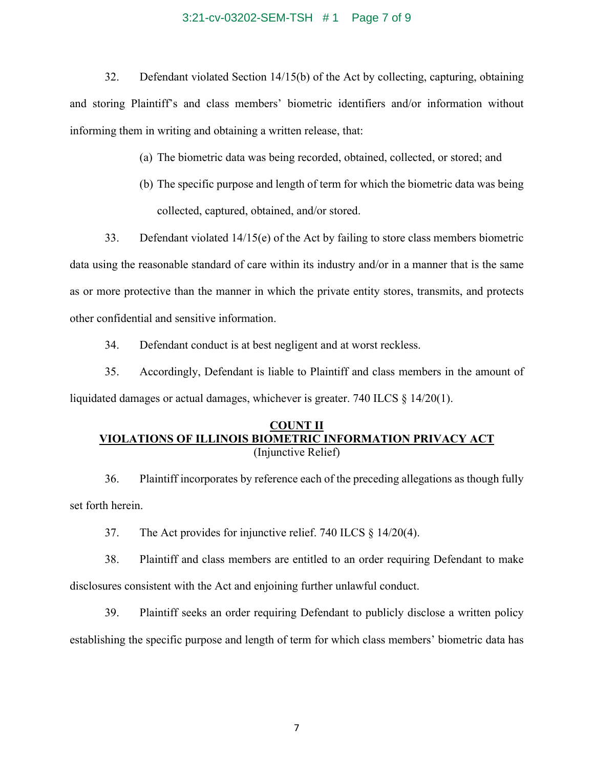32. Defendant violated Section 14/15(b) of the Act by collecting, capturing, obtaining and storing Plaintiff's and class members' biometric identifiers and/or information without informing them in writing and obtaining a written release, that:

(a) The biometric data was being recorded, obtained, collected, or stored; and

(b) The specific purpose and length of term for which the biometric data was being collected, captured, obtained, and/or stored.

33. Defendant violated 14/15(e) of the Act by failing to store class members biometric data using the reasonable standard of care within its industry and/or in a manner that is the same as or more protective than the manner in which the private entity stores, transmits, and protects other confidential and sensitive information.

34. Defendant conduct is at best negligent and at worst reckless.

35. Accordingly, Defendant is liable to Plaintiff and class members in the amount of liquidated damages or actual damages, whichever is greater. 740 ILCS § 14/20(1).

## COUNT II
## VIOLATIONS OF ILLINOIS BIOMETRIC INFORMATION PRIVACY ACT
(Injunctive Relief)

36. Plaintiff incorporates by reference each of the preceding allegations as though fully set forth herein.

37. The Act provides for injunctive relief. 740 ILCS § 14/20(4).

38. Plaintiff and class members are entitled to an order requiring Defendant to make disclosures consistent with the Act and enjoining further unlawful conduct.

39. Plaintiff seeks an order requiring Defendant to publicly disclose a written policy establishing the specific purpose and length of term for which class members' biometric data has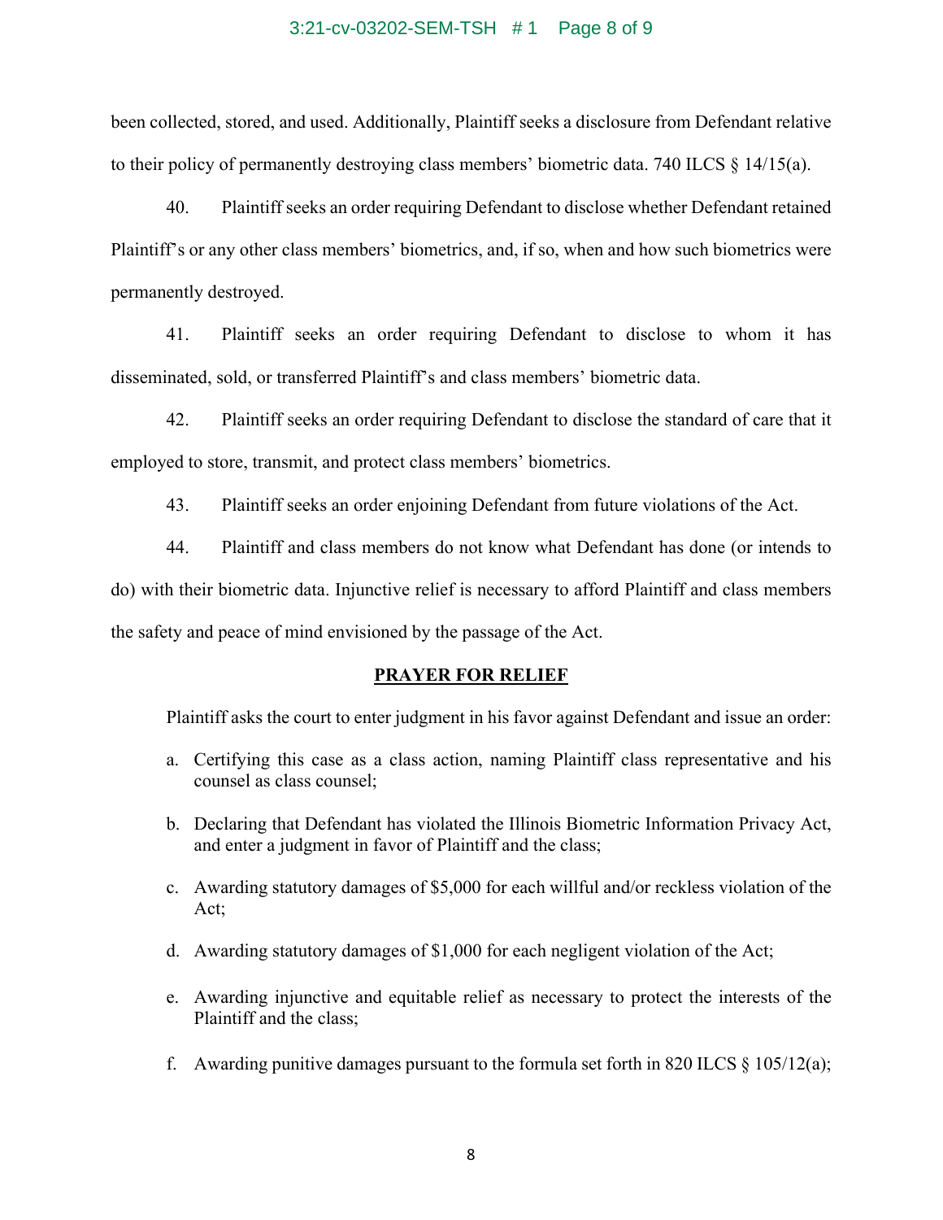been collected, stored, and used. Additionally, Plaintiff seeks a disclosure from Defendant relative to their policy of permanently destroying class members' biometric data. 740 ILCS § 14/15(a).

40. Plaintiff seeks an order requiring Defendant to disclose whether Defendant retained Plaintiff's or any other class members' biometrics, and, if so, when and how such biometrics were permanently destroyed.

41. Plaintiff seeks an order requiring Defendant to disclose to whom it has disseminated, sold, or transferred Plaintiff's and class members' biometric data.

42. Plaintiff seeks an order requiring Defendant to disclose the standard of care that it employed to store, transmit, and protect class members' biometrics.

43. Plaintiff seeks an order enjoining Defendant from future violations of the Act.

44. Plaintiff and class members do not know what Defendant has done (or intends to do) with their biometric data. Injunctive relief is necessary to afford Plaintiff and class members the safety and peace of mind envisioned by the passage of the Act.

## PRAYER FOR RELIEF

Plaintiff asks the court to enter judgment in his favor against Defendant and issue an order:

a. Certifying this case as a class action, naming Plaintiff class representative and his counsel as class counsel;

b. Declaring that Defendant has violated the Illinois Biometric Information Privacy Act, and enter a judgment in favor of Plaintiff and the class;

c. Awarding statutory damages of $5,000 for each willful and/or reckless violation of the Act;

d. Awarding statutory damages of $1,000 for each negligent violation of the Act;

e. Awarding injunctive and equitable relief as necessary to protect the interests of the Plaintiff and the class;

f. Awarding punitive damages pursuant to the formula set forth in 820 ILCS § 105/12(a);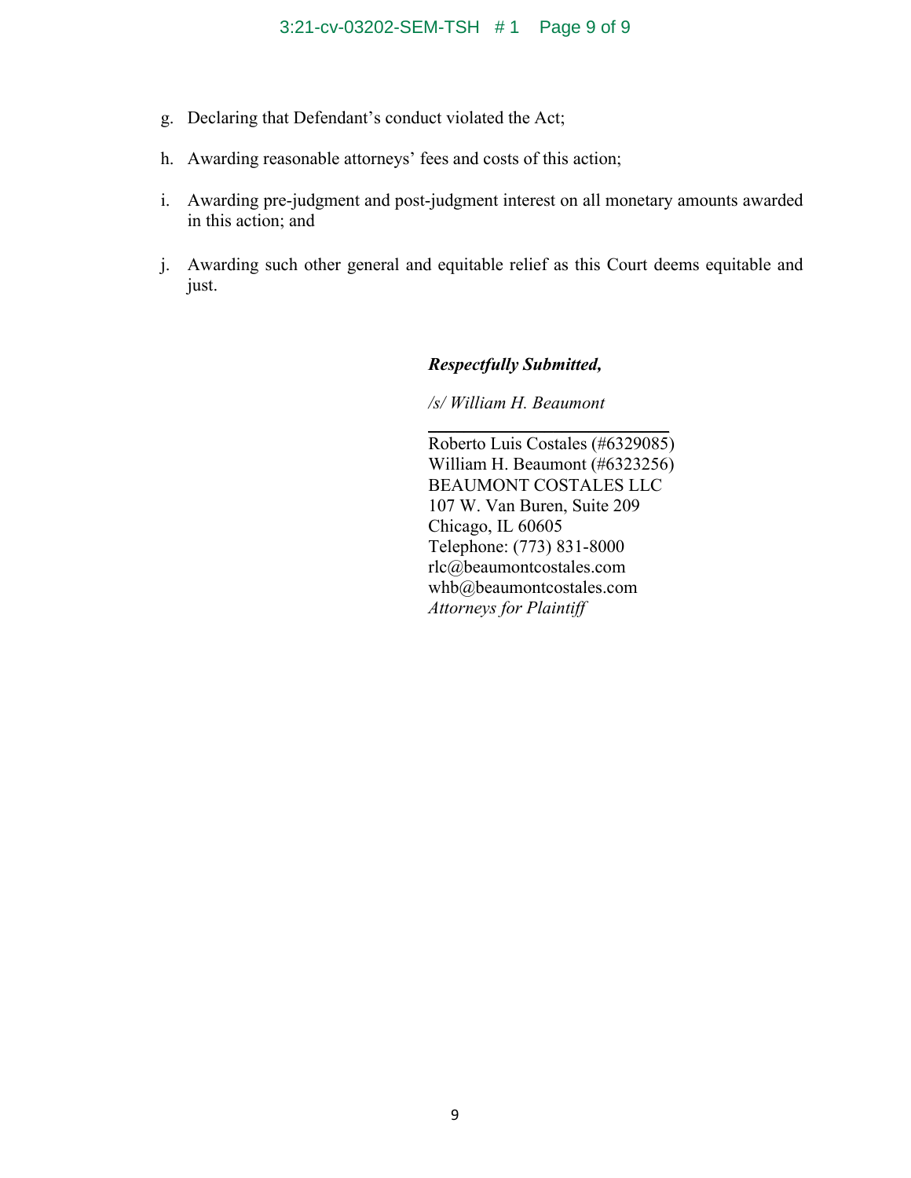g. Declaring that Defendant's conduct violated the Act;

h. Awarding reasonable attorneys' fees and costs of this action;

i. Awarding pre-judgment and post-judgment interest on all monetary amounts awarded in this action; and

j. Awarding such other general and equitable relief as this Court deems equitable and just.

***Respectfully Submitted,***

*/s/ William H. Beaumont*

Roberto Luis Costales (#6329085)
William H. Beaumont (#6323256)
BEAUMONT COSTALES LLC
107 W. Van Buren, Suite 209
Chicago, IL 60605
Telephone: (773) 831-8000
rlc@beaumontcostales.com
whb@beaumontcostales.com
*Attorneys for Plaintiff*